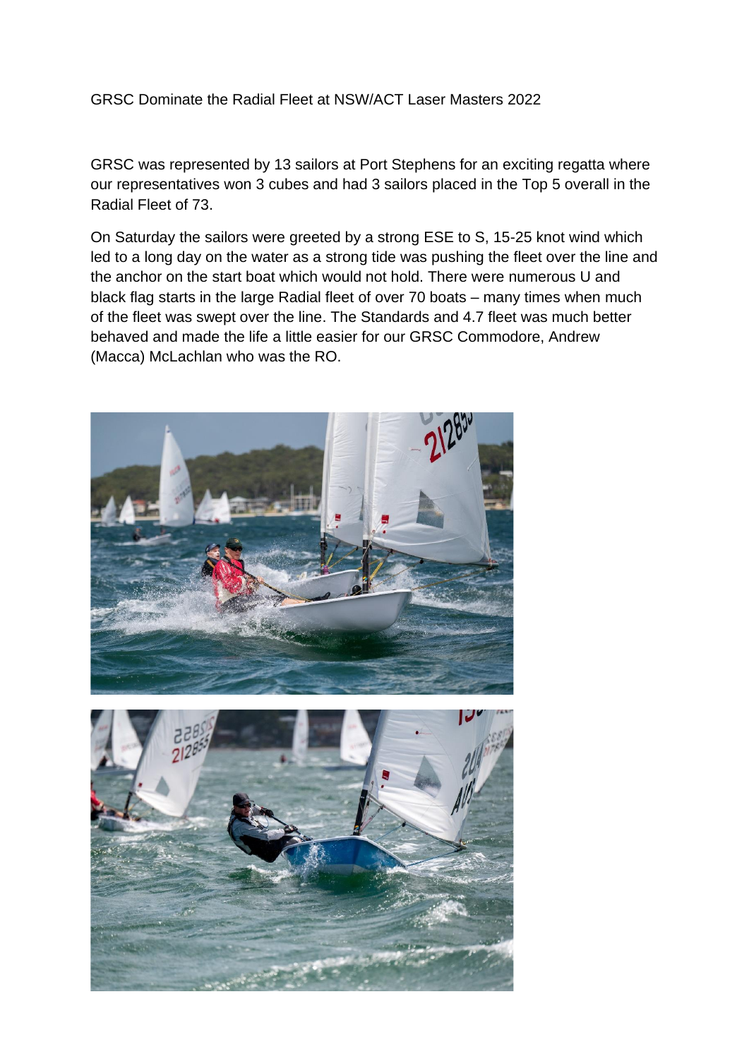# GRSC Dominate the Radial Fleet at NSW/ACT Laser Masters 2022

GRSC was represented by 13 sailors at Port Stephens for an exciting regatta where our representatives won 3 cubes and had 3 sailors placed in the Top 5 overall in the Radial Fleet of 73.

On Saturday the sailors were greeted by a strong ESE to S, 15-25 knot wind which led to a long day on the water as a strong tide was pushing the fleet over the line and the anchor on the start boat which would not hold. There were numerous U and black flag starts in the large Radial fleet of over 70 boats – many times when much of the fleet was swept over the line. The Standards and 4.7 fleet was much better behaved and made the life a little easier for our GRSC Commodore, Andrew (Macca) McLachlan who was the RO.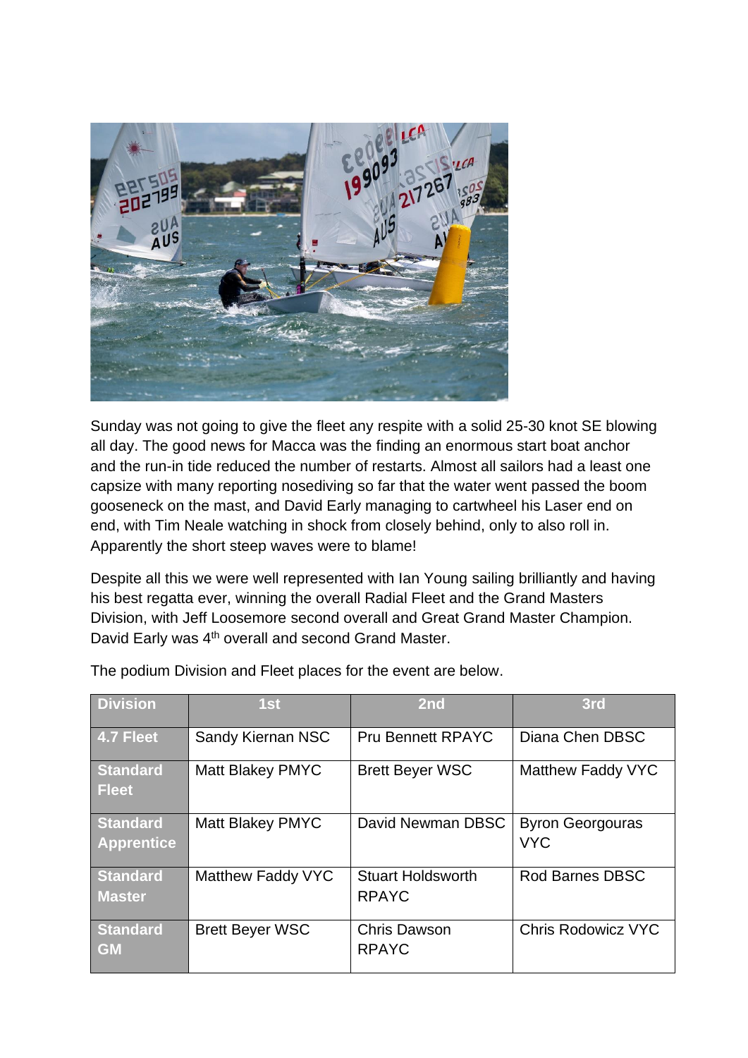Sunday was not going to give the fleet any respite with a solid 25-30 knot SE blowing all day. The good news for Macca was the finding an enormous start boat anchor and the run-in tide reduced the number of restarts. Almost all sailors had a least one capsize with many reporting nosediving so far that the water went passed the boom gooseneck on the mast, and David Early managing to cartwheel his Laser end on end, with Tim Neale watching in shock from closely behind, only to also roll in. Apparently the short steep waves were to blame!

Despite all this we were well represented with Ian Young sailing brilliantly and having his best regatta ever, winning the overall Radial Fleet and the Grand Masters Division, with Jeff Loosemore second overall and Great Grand Master Champion. David Early was 4th overall and second Grand Master.

The podium Division and Fleet places for the event are below.

| Division | 1st | 2nd | 3rd |
|---|---|---|---|
| 4.7 Fleet | Sandy Kiernan NSC | Pru Bennett RPAYC | Diana Chen DBSC |
| Standard Fleet | Matt Blakey PMYC | Brett Beyer WSC | Matthew Faddy VYC |
| Standard Apprentice | Matt Blakey PMYC | David Newman DBSC | Byron Georgouras VYC |
| Standard Master | Matthew Faddy VYC | Stuart Holdsworth RPAYC | Rod Barnes DBSC |
| Standard GM | Brett Beyer WSC | Chris Dawson RPAYC | Chris Rodowicz VYC |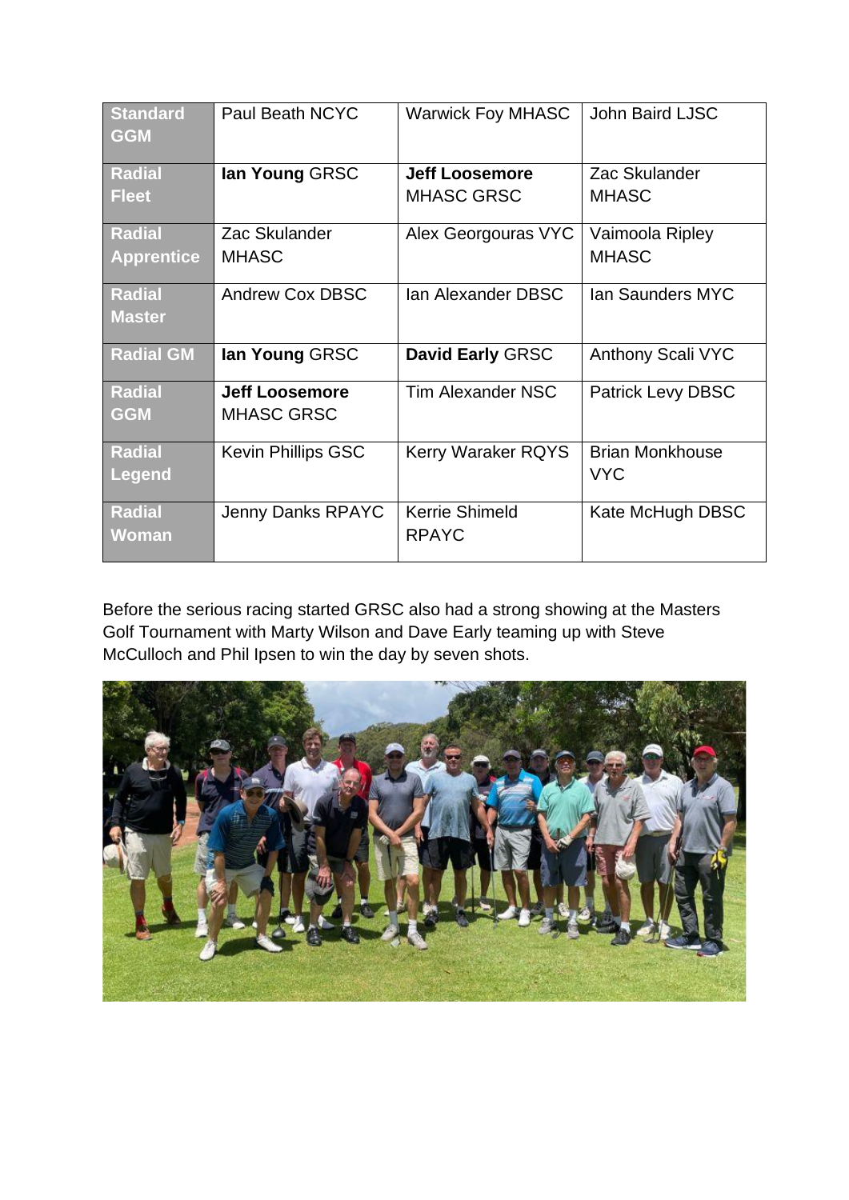| | | | |
|---|---|---|---|
| **Standard GGM** | Paul Beath NCYC | Warwick Foy MHASC | John Baird LJSC |
| **Radial Fleet** | **Ian Young** GRSC | **Jeff Loosemore** MHASC GRSC | Zac Skulander MHASC |
| **Radial Apprentice** | Zac Skulander MHASC | Alex Georgouras VYC | Vaimoola Ripley MHASC |
| **Radial Master** | Andrew Cox DBSC | Ian Alexander DBSC | Ian Saunders MYC |
| **Radial GM** | **Ian Young** GRSC | **David Early** GRSC | Anthony Scali VYC |
| **Radial GGM** | **Jeff Loosemore** MHASC GRSC | Tim Alexander NSC | Patrick Levy DBSC |
| **Radial Legend** | Kevin Phillips GSC | Kerry Waraker RQYS | Brian Monkhouse VYC |
| **Radial Woman** | Jenny Danks RPAYC | Kerrie Shimeld RPAYC | Kate McHugh DBSC |

Before the serious racing started GRSC also had a strong showing at the Masters Golf Tournament with Marty Wilson and Dave Early teaming up with Steve McCulloch and Phil Ipsen to win the day by seven shots.